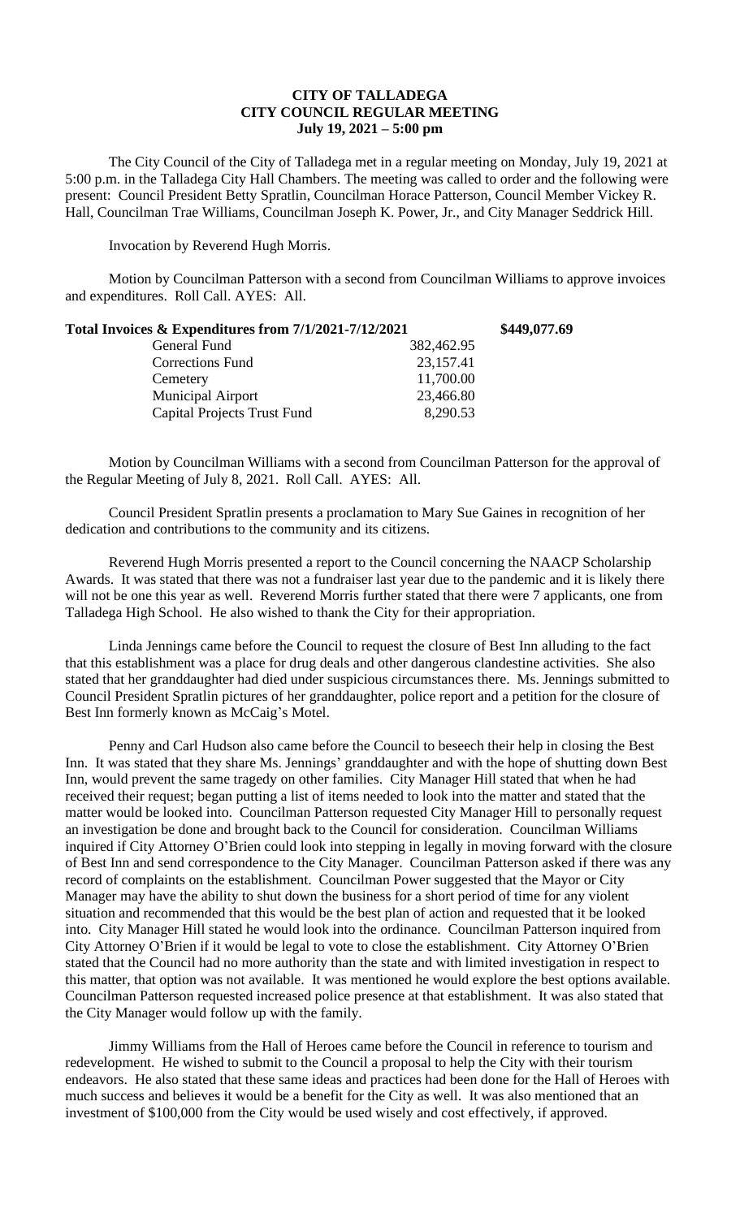# CITY OF TALLADEGA
## CITY COUNCIL REGULAR MEETING
### July 19, 2021 – 5:00 pm

The City Council of the City of Talladega met in a regular meeting on Monday, July 19, 2021 at 5:00 p.m. in the Talladega City Hall Chambers. The meeting was called to order and the following were present: Council President Betty Spratlin, Councilman Horace Patterson, Council Member Vickey R. Hall, Councilman Trae Williams, Councilman Joseph K. Power, Jr., and City Manager Seddrick Hill.

Invocation by Reverend Hugh Morris.

Motion by Councilman Patterson with a second from Councilman Williams to approve invoices and expenditures. Roll Call. AYES: All.

| **Total Invoices & Expenditures from 7/1/2021-7/12/2021** | | **\$449,077.69** |
|---|---|---|
| General Fund | 382,462.95 | |
| Corrections Fund | 23,157.41 | |
| Cemetery | 11,700.00 | |
| Municipal Airport | 23,466.80 | |
| Capital Projects Trust Fund | 8,290.53 | |

Motion by Councilman Williams with a second from Councilman Patterson for the approval of the Regular Meeting of July 8, 2021. Roll Call. AYES: All.

Council President Spratlin presents a proclamation to Mary Sue Gaines in recognition of her dedication and contributions to the community and its citizens.

Reverend Hugh Morris presented a report to the Council concerning the NAACP Scholarship Awards. It was stated that there was not a fundraiser last year due to the pandemic and it is likely there will not be one this year as well. Reverend Morris further stated that there were 7 applicants, one from Talladega High School. He also wished to thank the City for their appropriation.

Linda Jennings came before the Council to request the closure of Best Inn alluding to the fact that this establishment was a place for drug deals and other dangerous clandestine activities. She also stated that her granddaughter had died under suspicious circumstances there. Ms. Jennings submitted to Council President Spratlin pictures of her granddaughter, police report and a petition for the closure of Best Inn formerly known as McCaig's Motel.

Penny and Carl Hudson also came before the Council to beseech their help in closing the Best Inn. It was stated that they share Ms. Jennings' granddaughter and with the hope of shutting down Best Inn, would prevent the same tragedy on other families. City Manager Hill stated that when he had received their request; began putting a list of items needed to look into the matter and stated that the matter would be looked into. Councilman Patterson requested City Manager Hill to personally request an investigation be done and brought back to the Council for consideration. Councilman Williams inquired if City Attorney O'Brien could look into stepping in legally in moving forward with the closure of Best Inn and send correspondence to the City Manager. Councilman Patterson asked if there was any record of complaints on the establishment. Councilman Power suggested that the Mayor or City Manager may have the ability to shut down the business for a short period of time for any violent situation and recommended that this would be the best plan of action and requested that it be looked into. City Manager Hill stated he would look into the ordinance. Councilman Patterson inquired from City Attorney O'Brien if it would be legal to vote to close the establishment. City Attorney O'Brien stated that the Council had no more authority than the state and with limited investigation in respect to this matter, that option was not available. It was mentioned he would explore the best options available. Councilman Patterson requested increased police presence at that establishment. It was also stated that the City Manager would follow up with the family.

Jimmy Williams from the Hall of Heroes came before the Council in reference to tourism and redevelopment. He wished to submit to the Council a proposal to help the City with their tourism endeavors. He also stated that these same ideas and practices had been done for the Hall of Heroes with much success and believes it would be a benefit for the City as well. It was also mentioned that an investment of \$100,000 from the City would be used wisely and cost effectively, if approved.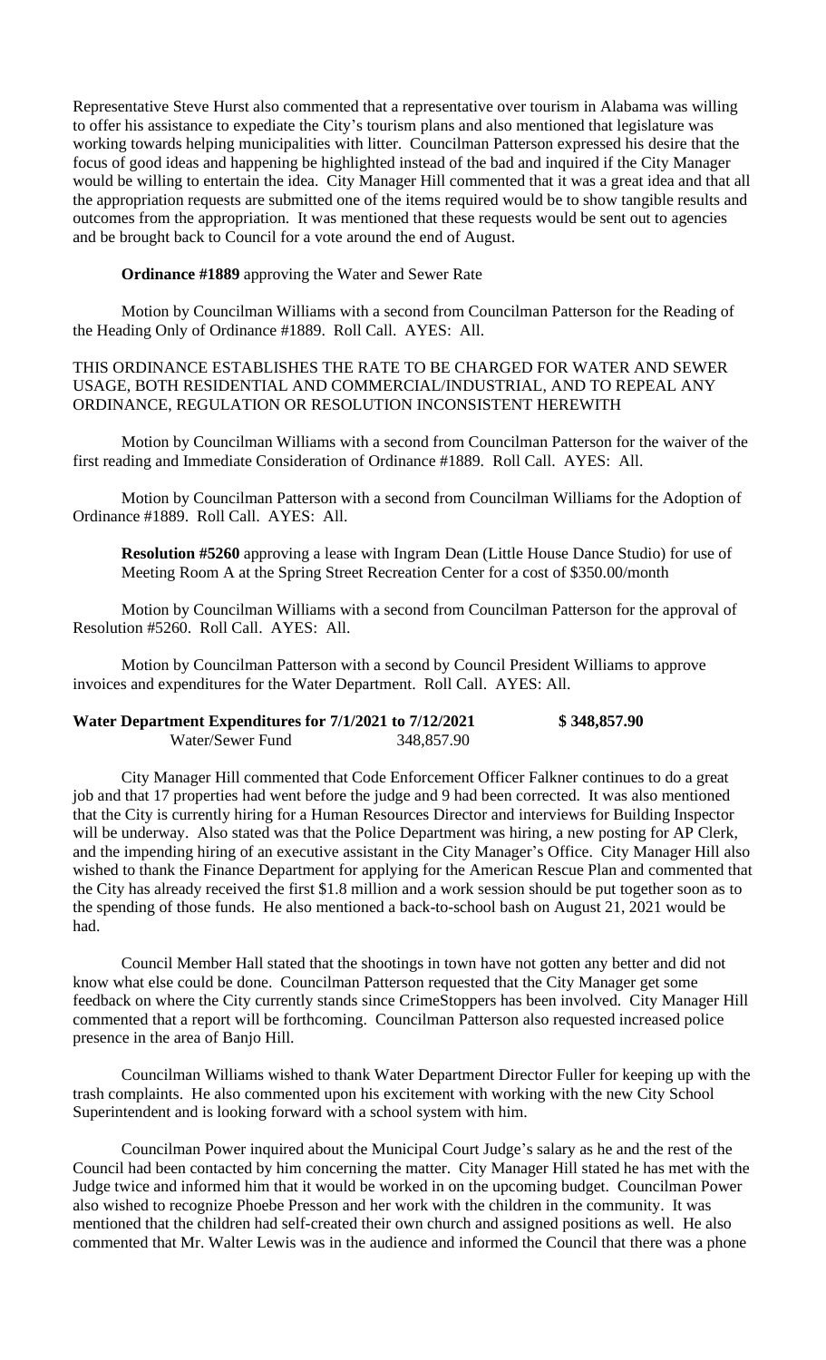Representative Steve Hurst also commented that a representative over tourism in Alabama was willing to offer his assistance to expediate the City's tourism plans and also mentioned that legislature was working towards helping municipalities with litter. Councilman Patterson expressed his desire that the focus of good ideas and happening be highlighted instead of the bad and inquired if the City Manager would be willing to entertain the idea. City Manager Hill commented that it was a great idea and that all the appropriation requests are submitted one of the items required would be to show tangible results and outcomes from the appropriation. It was mentioned that these requests would be sent out to agencies and be brought back to Council for a vote around the end of August.

**Ordinance #1889** approving the Water and Sewer Rate

Motion by Councilman Williams with a second from Councilman Patterson for the Reading of the Heading Only of Ordinance #1889. Roll Call. AYES: All.

THIS ORDINANCE ESTABLISHES THE RATE TO BE CHARGED FOR WATER AND SEWER USAGE, BOTH RESIDENTIAL AND COMMERCIAL/INDUSTRIAL, AND TO REPEAL ANY ORDINANCE, REGULATION OR RESOLUTION INCONSISTENT HEREWITH

Motion by Councilman Williams with a second from Councilman Patterson for the waiver of the first reading and Immediate Consideration of Ordinance #1889. Roll Call. AYES: All.

Motion by Councilman Patterson with a second from Councilman Williams for the Adoption of Ordinance #1889. Roll Call. AYES: All.

**Resolution #5260** approving a lease with Ingram Dean (Little House Dance Studio) for use of Meeting Room A at the Spring Street Recreation Center for a cost of $350.00/month

Motion by Councilman Williams with a second from Councilman Patterson for the approval of Resolution #5260. Roll Call. AYES: All.

Motion by Councilman Patterson with a second by Council President Williams to approve invoices and expenditures for the Water Department. Roll Call. AYES: All.

| **Water Department Expenditures for 7/1/2021 to 7/12/2021** | | **$ 348,857.90** |
|---|---|---|
| Water/Sewer Fund | 348,857.90 | |

City Manager Hill commented that Code Enforcement Officer Falkner continues to do a great job and that 17 properties had went before the judge and 9 had been corrected. It was also mentioned that the City is currently hiring for a Human Resources Director and interviews for Building Inspector will be underway. Also stated was that the Police Department was hiring, a new posting for AP Clerk, and the impending hiring of an executive assistant in the City Manager's Office. City Manager Hill also wished to thank the Finance Department for applying for the American Rescue Plan and commented that the City has already received the first $1.8 million and a work session should be put together soon as to the spending of those funds. He also mentioned a back-to-school bash on August 21, 2021 would be had.

Council Member Hall stated that the shootings in town have not gotten any better and did not know what else could be done. Councilman Patterson requested that the City Manager get some feedback on where the City currently stands since CrimeStoppers has been involved. City Manager Hill commented that a report will be forthcoming. Councilman Patterson also requested increased police presence in the area of Banjo Hill.

Councilman Williams wished to thank Water Department Director Fuller for keeping up with the trash complaints. He also commented upon his excitement with working with the new City School Superintendent and is looking forward with a school system with him.

Councilman Power inquired about the Municipal Court Judge's salary as he and the rest of the Council had been contacted by him concerning the matter. City Manager Hill stated he has met with the Judge twice and informed him that it would be worked in on the upcoming budget. Councilman Power also wished to recognize Phoebe Presson and her work with the children in the community. It was mentioned that the children had self-created their own church and assigned positions as well. He also commented that Mr. Walter Lewis was in the audience and informed the Council that there was a phone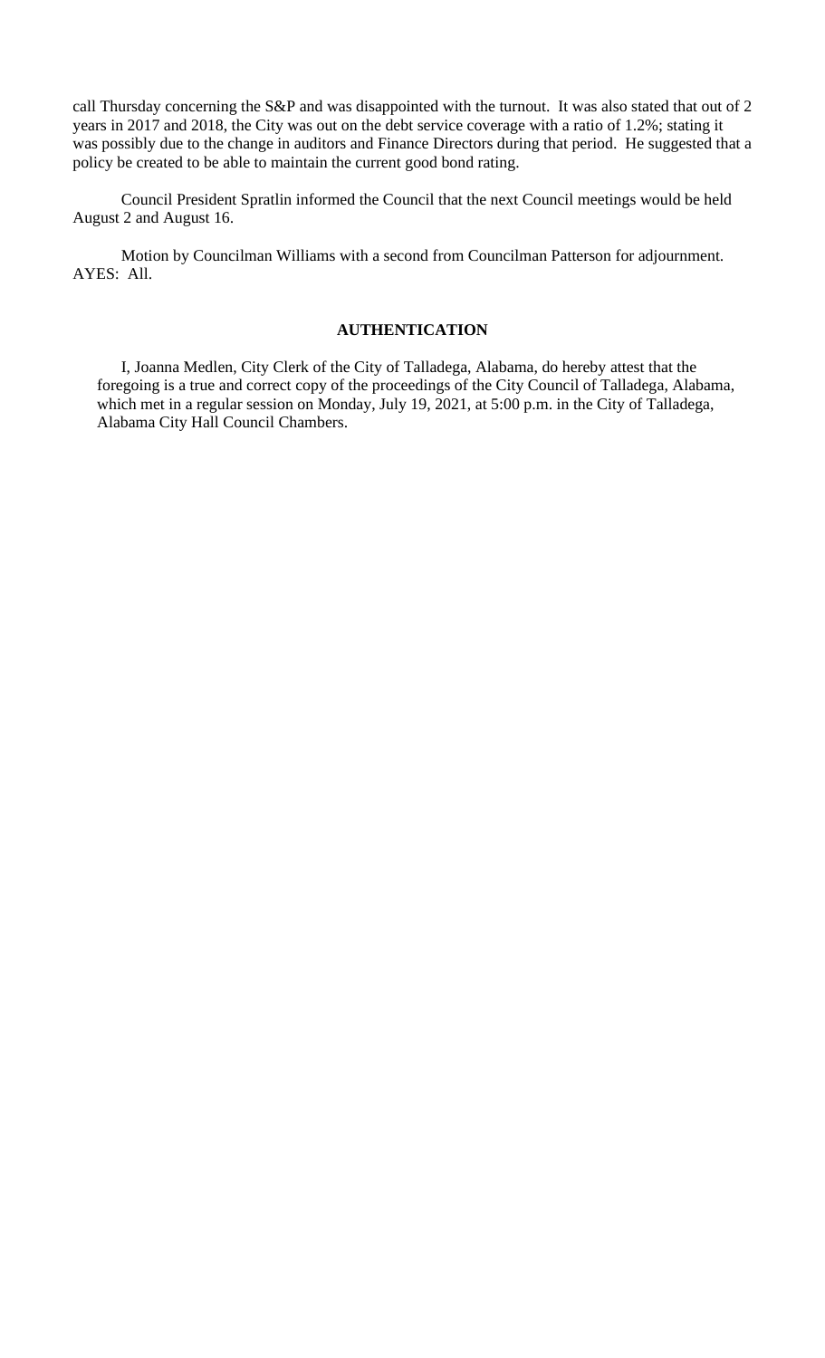call Thursday concerning the S&P and was disappointed with the turnout. It was also stated that out of 2 years in 2017 and 2018, the City was out on the debt service coverage with a ratio of 1.2%; stating it was possibly due to the change in auditors and Finance Directors during that period. He suggested that a policy be created to be able to maintain the current good bond rating.

Council President Spratlin informed the Council that the next Council meetings would be held August 2 and August 16.

Motion by Councilman Williams with a second from Councilman Patterson for adjournment. AYES: All.

**AUTHENTICATION**

I, Joanna Medlen, City Clerk of the City of Talladega, Alabama, do hereby attest that the foregoing is a true and correct copy of the proceedings of the City Council of Talladega, Alabama, which met in a regular session on Monday, July 19, 2021, at 5:00 p.m. in the City of Talladega, Alabama City Hall Council Chambers.